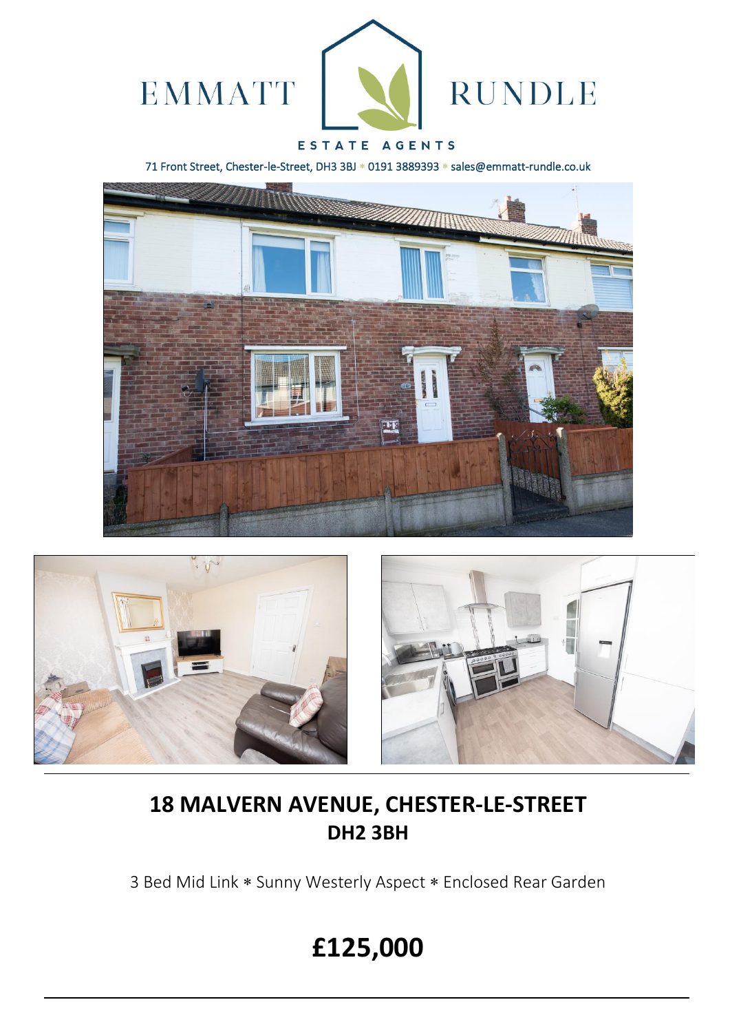EMMATT RUNDLE

ESTATE AGENTS

71 Front Street, Chester-le-Street, DH3 3BJ * 0191 3889393 * sales@emmatt-rundle.co.uk

## 18 MALVERN AVENUE, CHESTER-LE-STREET
## DH2 3BH

3 Bed Mid Link * Sunny Westerly Aspect * Enclosed Rear Garden

# £125,000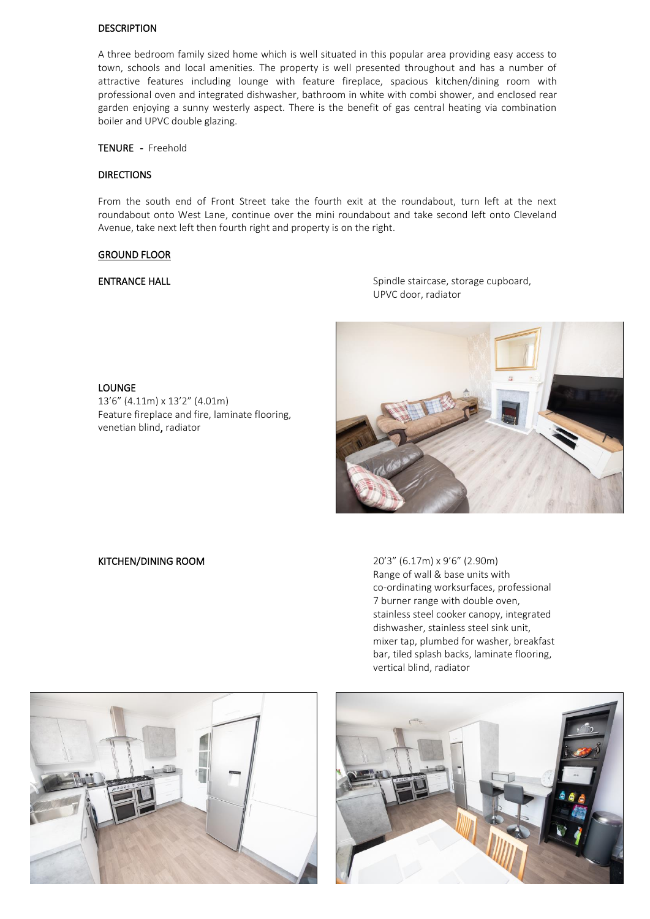## DESCRIPTION

A three bedroom family sized home which is well situated in this popular area providing easy access to town, schools and local amenities. The property is well presented throughout and has a number of attractive features including lounge with feature fireplace, spacious kitchen/dining room with professional oven and integrated dishwasher, bathroom in white with combi shower, and enclosed rear garden enjoying a sunny westerly aspect. There is the benefit of gas central heating via combination boiler and UPVC double glazing.

**TENURE** - Freehold

## DIRECTIONS

From the south end of Front Street take the fourth exit at the roundabout, turn left at the next roundabout onto West Lane, continue over the mini roundabout and take second left onto Cleveland Avenue, take next left then fourth right and property is on the right.

## GROUND FLOOR

**ENTRANCE HALL**

Spindle staircase, storage cupboard, UPVC door, radiator

**LOUNGE**

13'6" (4.11m) x 13'2" (4.01m)
Feature fireplace and fire, laminate flooring, venetian blind, radiator

**KITCHEN/DINING ROOM**

20'3" (6.17m) x 9'6" (2.90m)
Range of wall & base units with co-ordinating worksurfaces, professional 7 burner range with double oven, stainless steel cooker canopy, integrated dishwasher, stainless steel sink unit, mixer tap, plumbed for washer, breakfast bar, tiled splash backs, laminate flooring, vertical blind, radiator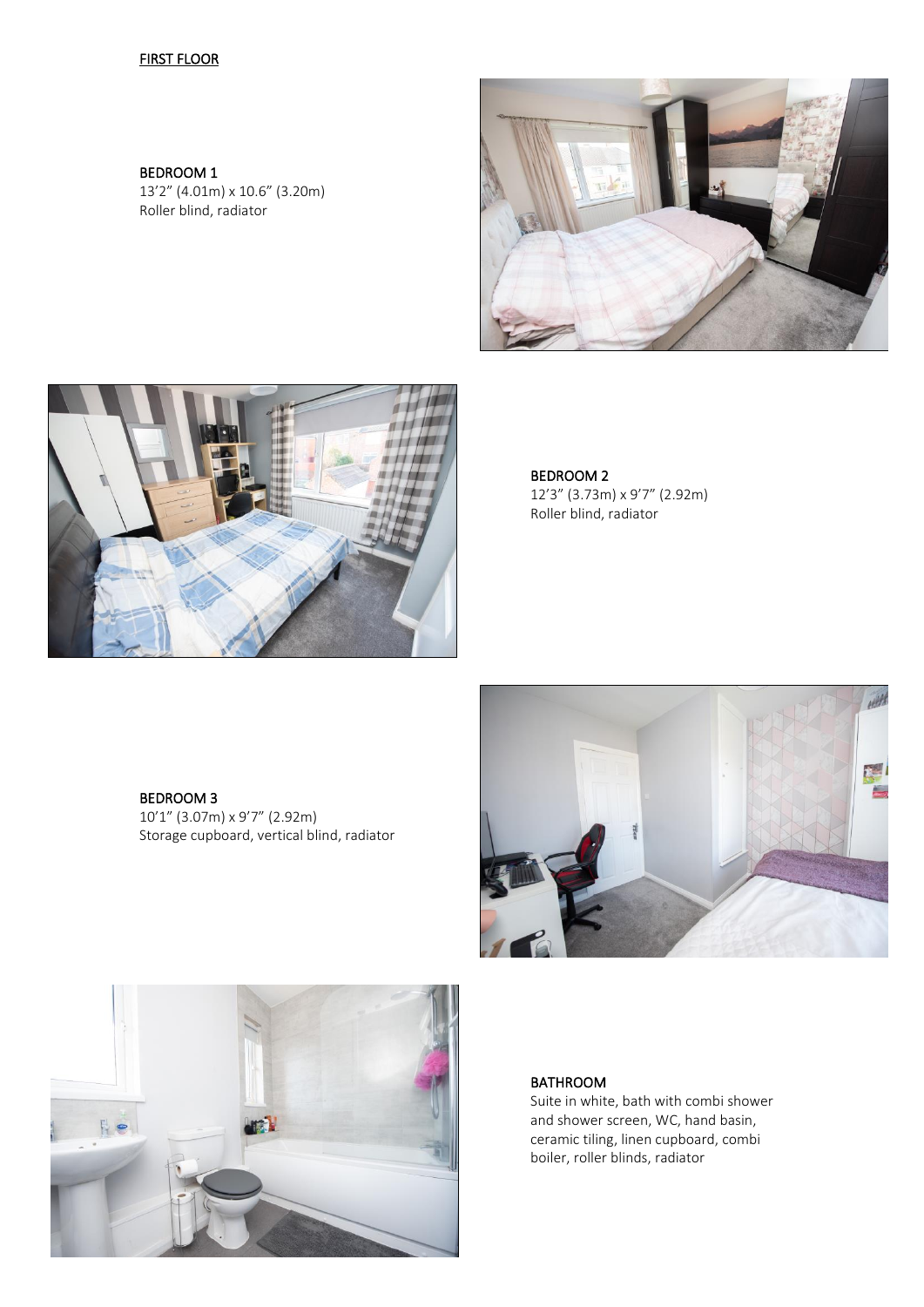## FIRST FLOOR

**BEDROOM 1**
13'2" (4.01m) x 10.6" (3.20m)
Roller blind, radiator

**BEDROOM 2**
12'3" (3.73m) x 9'7" (2.92m)
Roller blind, radiator

**BEDROOM 3**
10'1" (3.07m) x 9'7" (2.92m)
Storage cupboard, vertical blind, radiator

**BATHROOM**
Suite in white, bath with combi shower and shower screen, WC, hand basin, ceramic tiling, linen cupboard, combi boiler, roller blinds, radiator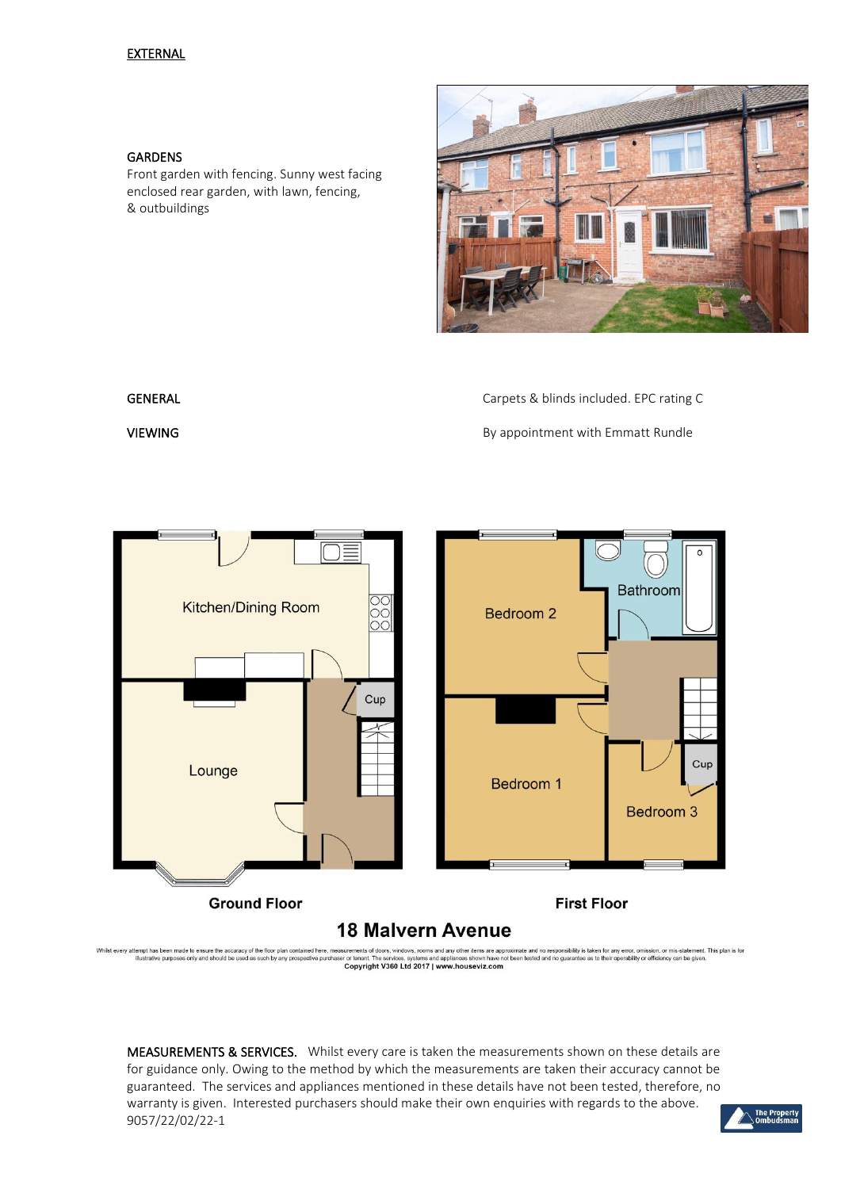## EXTERNAL

**GARDENS**

Front garden with fencing. Sunny west facing enclosed rear garden, with lawn, fencing, & outbuildings

**GENERAL** Carpets & blinds included. EPC rating C

**VIEWING** By appointment with Emmatt Rundle

Kitchen/Dining Room

Cup

Lounge

Ground Floor

Bedroom 2

Bathroom

Bedroom 1

Cup

Bedroom 3

First Floor

**18 Malvern Avenue**

Whilst every attempt has been made to ensure the accuracy of the floor plan contained here, measurements of doors, windows, rooms and any other items are approximate and no responsibility is taken for any error, omission, or mis-statement. This plan is for illustrative purposes only and should be used as such by any prospective purchaser or tenant. The services, systems and appliances shown have not been tested and no guarantee as to their operability or efficiency can be given.
**Copyright V360 Ltd 2017 | www.houseviz.com**

**MEASUREMENTS & SERVICES.** Whilst every care is taken the measurements shown on these details are for guidance only. Owing to the method by which the measurements are taken their accuracy cannot be guaranteed. The services and appliances mentioned in these details have not been tested, therefore, no warranty is given. Interested purchasers should make their own enquiries with regards to the above.
9057/22/02/22-1

The Property Ombudsman